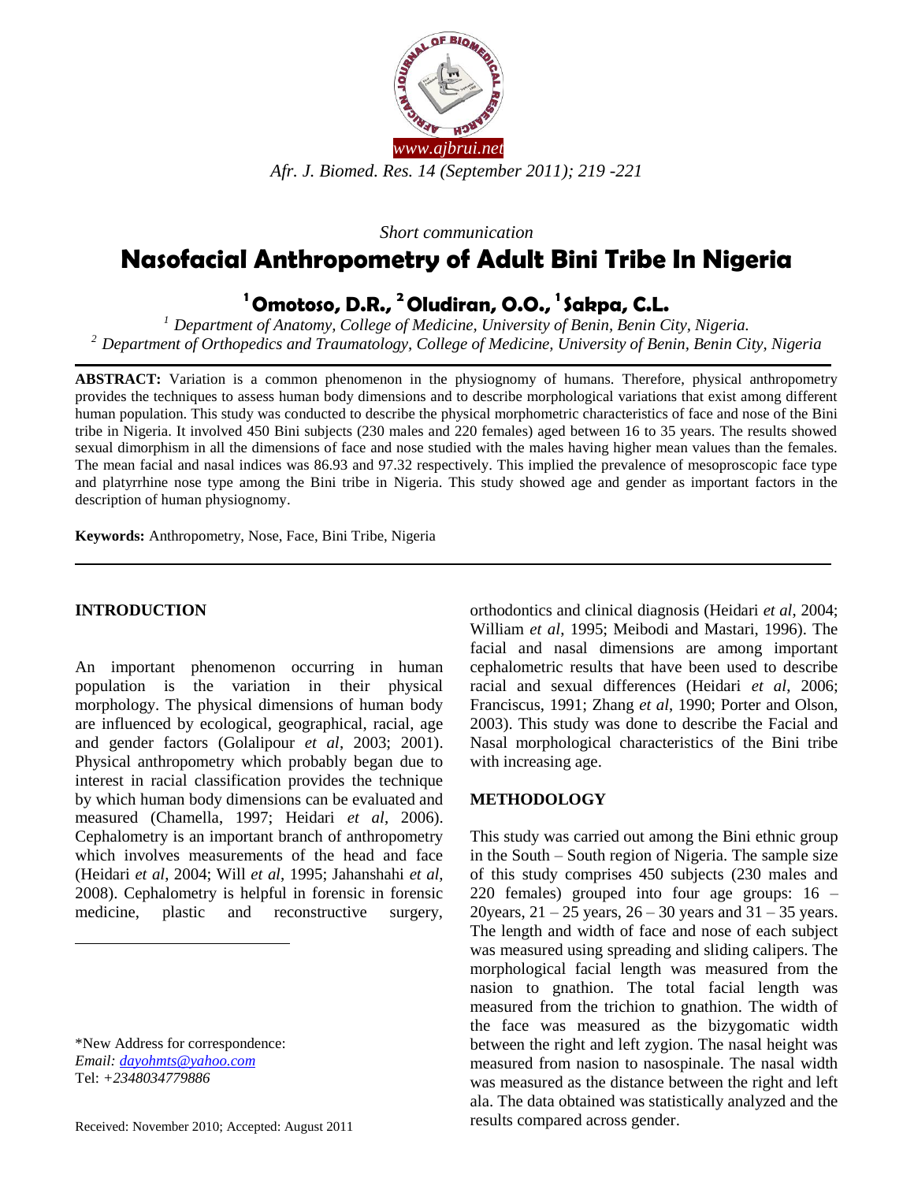*Short communication*

# Nasofacial Anthropometry of Adult Bini Tribe In Nigeria

**[1] Omotoso, D.R., [2] Oludiran, O.O., [1] Sakpa, C.L.**

[1] *Department of Anatomy, College of Medicine, University of Benin, Benin City, Nigeria.*
[2] *Department of Orthopedics and Traumatology, College of Medicine, University of Benin, Benin City, Nigeria*

**ABSTRACT:** Variation is a common phenomenon in the physiognomy of humans. Therefore, physical anthropometry provides the techniques to assess human body dimensions and to describe morphological variations that exist among different human population. This study was conducted to describe the physical morphometric characteristics of face and nose of the Bini tribe in Nigeria. It involved 450 Bini subjects (230 males and 220 females) aged between 16 to 35 years. The results showed sexual dimorphism in all the dimensions of face and nose studied with the males having higher mean values than the females. The mean facial and nasal indices was 86.93 and 97.32 respectively. This implied the prevalence of mesoproscopic face type and platyrrhine nose type among the Bini tribe in Nigeria. This study showed age and gender as important factors in the description of human physiognomy.

**Keywords:** Anthropometry, Nose, Face, Bini Tribe, Nigeria

## INTRODUCTION

An important phenomenon occurring in human population is the variation in their physical morphology. The physical dimensions of human body are influenced by ecological, geographical, racial, age and gender factors (Golalipour *et al*, 2003; 2001). Physical anthropometry which probably began due to interest in racial classification provides the technique by which human body dimensions can be evaluated and measured (Chamella, 1997; Heidari *et al*, 2006). Cephalometry is an important branch of anthropometry which involves measurements of the head and face (Heidari *et al*, 2004; Will *et al*, 1995; Jahanshahi *et al*, 2008). Cephalometry is helpful in forensic in forensic medicine, plastic and reconstructive surgery, orthodontics and clinical diagnosis (Heidari *et al*, 2004; William *et al*, 1995; Meibodi and Mastari, 1996). The facial and nasal dimensions are among important cephalometric results that have been used to describe racial and sexual differences (Heidari *et al*, 2006; Franciscus, 1991; Zhang *et al*, 1990; Porter and Olson, 2003). This study was done to describe the Facial and Nasal morphological characteristics of the Bini tribe with increasing age.

## METHODOLOGY

This study was carried out among the Bini ethnic group in the South – South region of Nigeria. The sample size of this study comprises 450 subjects (230 males and 220 females) grouped into four age groups: 16 – 20years, 21 – 25 years, 26 – 30 years and 31 – 35 years. The length and width of face and nose of each subject was measured using spreading and sliding calipers. The morphological facial length was measured from the nasion to gnathion. The total facial length was measured from the trichion to gnathion. The width of the face was measured as the bizygomatic width between the right and left zygion. The nasal height was measured from nasion to nasospinale. The nasal width was measured as the distance between the right and left ala. The data obtained was statistically analyzed and the results compared across gender.

\*New Address for correspondence:
*Email: dayohmts@yahoo.com*
Tel: *+2348034779886*

Received: November 2010; Accepted: August 2011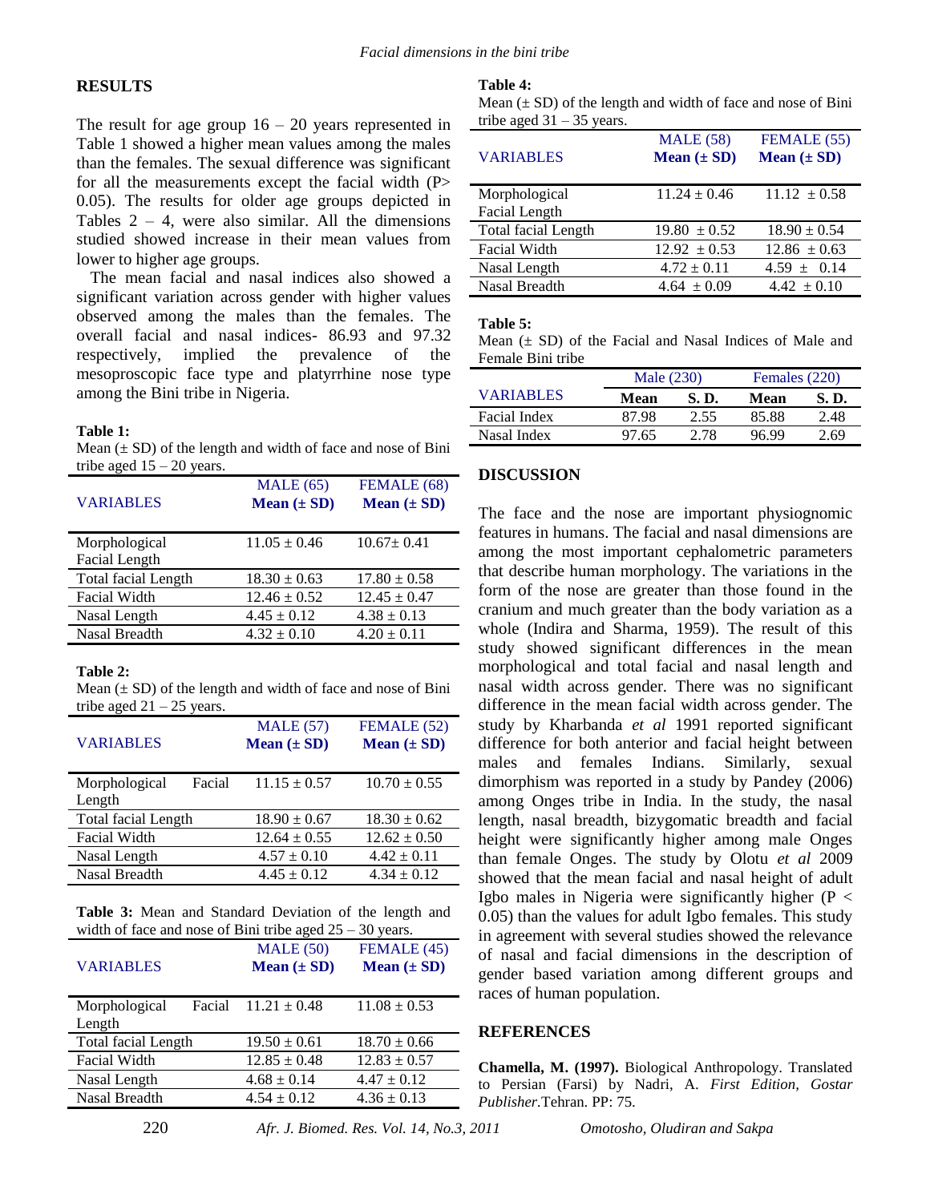## RESULTS

The result for age group 16 – 20 years represented in Table 1 showed a higher mean values among the males than the females. The sexual difference was significant for all the measurements except the facial width (P> 0.05). The results for older age groups depicted in Tables 2 – 4, were also similar. All the dimensions studied showed increase in their mean values from lower to higher age groups.

The mean facial and nasal indices also showed a significant variation across gender with higher values observed among the males than the females. The overall facial and nasal indices- 86.93 and 97.32 respectively, implied the prevalence of the mesoproscopic face type and platyrrhine nose type among the Bini tribe in Nigeria.

**Table 1:**
Mean (± SD) of the length and width of face and nose of Bini tribe aged 15 – 20 years.

| VARIABLES | MALE (65) **Mean (± SD)** | FEMALE (68) **Mean (± SD)** |
|---|---|---|
| Morphological Facial Length | 11.05 ± 0.46 | 10.67± 0.41 |
| Total facial Length | 18.30 ± 0.63 | 17.80 ± 0.58 |
| Facial Width | 12.46 ± 0.52 | 12.45 ± 0.47 |
| Nasal Length | 4.45 ± 0.12 | 4.38 ± 0.13 |
| Nasal Breadth | 4.32 ± 0.10 | 4.20 ± 0.11 |

**Table 2:**
Mean (± SD) of the length and width of face and nose of Bini tribe aged 21 – 25 years.

| VARIABLES | MALE (57) **Mean (± SD)** | FEMALE (52) **Mean (± SD)** |
|---|---|---|
| Morphological Facial Length | 11.15 ± 0.57 | 10.70 ± 0.55 |
| Total facial Length | 18.90 ± 0.67 | 18.30 ± 0.62 |
| Facial Width | 12.64 ± 0.55 | 12.62 ± 0.50 |
| Nasal Length | 4.57 ± 0.10 | 4.42 ± 0.11 |
| Nasal Breadth | 4.45 ± 0.12 | 4.34 ± 0.12 |

**Table 3:** Mean and Standard Deviation of the length and width of face and nose of Bini tribe aged 25 – 30 years.

| VARIABLES | MALE (50) **Mean (± SD)** | FEMALE (45) **Mean (± SD)** |
|---|---|---|
| Morphological Facial Length | 11.21 ± 0.48 | 11.08 ± 0.53 |
| Total facial Length | 19.50 ± 0.61 | 18.70 ± 0.66 |
| Facial Width | 12.85 ± 0.48 | 12.83 ± 0.57 |
| Nasal Length | 4.68 ± 0.14 | 4.47 ± 0.12 |
| Nasal Breadth | 4.54 ± 0.12 | 4.36 ± 0.13 |

**Table 4:**
Mean (± SD) of the length and width of face and nose of Bini tribe aged 31 – 35 years.

| VARIABLES | MALE (58) **Mean (± SD)** | FEMALE (55) **Mean (± SD)** |
|---|---|---|
| Morphological Facial Length | 11.24 ± 0.46 | 11.12 ± 0.58 |
| Total facial Length | 19.80 ± 0.52 | 18.90 ± 0.54 |
| Facial Width | 12.92 ± 0.53 | 12.86 ± 0.63 |
| Nasal Length | 4.72 ± 0.11 | 4.59 ± 0.14 |
| Nasal Breadth | 4.64 ± 0.09 | 4.42 ± 0.10 |

**Table 5:**
Mean (± SD) of the Facial and Nasal Indices of Male and Female Bini tribe

| VARIABLES | Male (230) | | Females (220) | |
|---|---|---|---|---|
| | **Mean** | **S. D.** | **Mean** | **S. D.** |
| Facial Index | 87.98 | 2.55 | 85.88 | 2.48 |
| Nasal Index | 97.65 | 2.78 | 96.99 | 2.69 |

## DISCUSSION

The face and the nose are important physiognomic features in humans. The facial and nasal dimensions are among the most important cephalometric parameters that describe human morphology. The variations in the form of the nose are greater than those found in the cranium and much greater than the body variation as a whole (Indira and Sharma, 1959). The result of this study showed significant differences in the mean morphological and total facial and nasal length and nasal width across gender. There was no significant difference in the mean facial width across gender. The study by Kharbanda *et al* 1991 reported significant difference for both anterior and facial height between males and females Indians. Similarly, sexual dimorphism was reported in a study by Pandey (2006) among Onges tribe in India. In the study, the nasal length, nasal breadth, bizygomatic breadth and facial height were significantly higher among male Onges than female Onges. The study by Olotu *et al* 2009 showed that the mean facial and nasal height of adult Igbo males in Nigeria were significantly higher ($P < 0.05$) than the values for adult Igbo females. This study in agreement with several studies showed the relevance of nasal and facial dimensions in the description of gender based variation among different groups and races of human population.

## REFERENCES

**Chamella, M. (1997).** Biological Anthropology. Translated to Persian (Farsi) by Nadri, A. *First Edition, Gostar Publisher.*Tehran. PP: 75.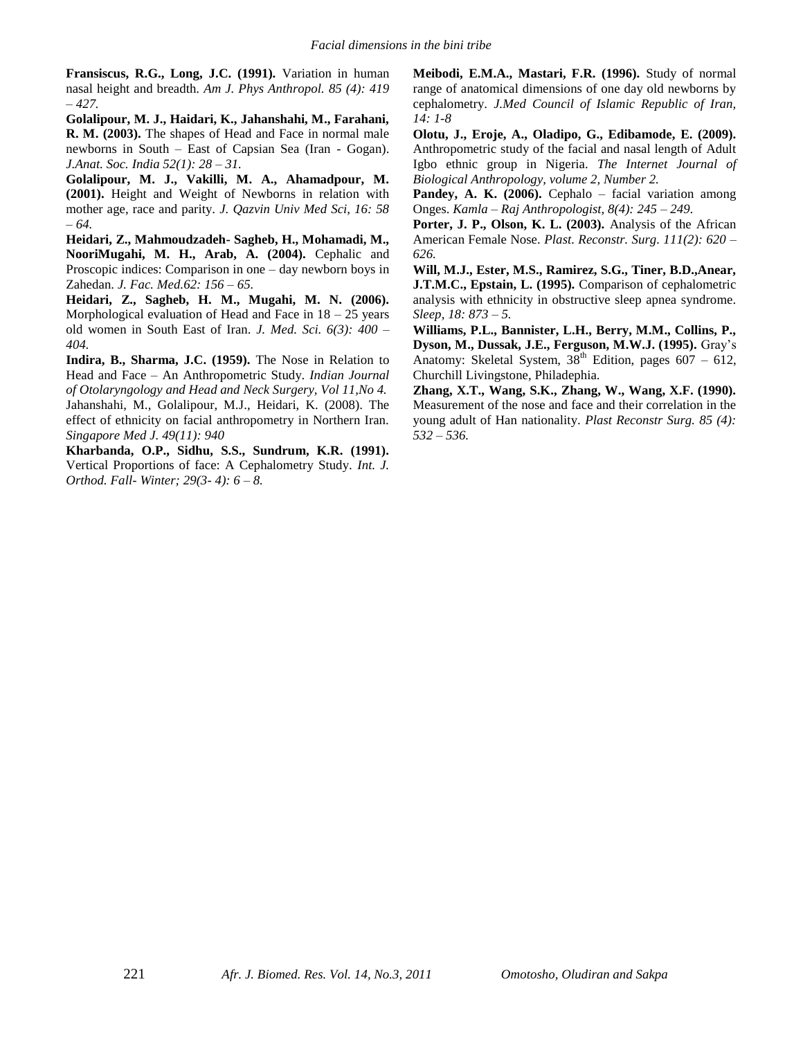**Fransiscus, R.G., Long, J.C. (1991).** Variation in human nasal height and breadth. *Am J. Phys Anthropol. 85 (4): 419 – 427.*

**Golalipour, M. J., Haidari, K., Jahanshahi, M., Farahani, R. M. (2003).** The shapes of Head and Face in normal male newborns in South – East of Capsian Sea (Iran - Gogan). *J.Anat. Soc. India 52(1): 28 – 31.*

**Golalipour, M. J., Vakilli, M. A., Ahamadpour, M. (2001).** Height and Weight of Newborns in relation with mother age, race and parity. *J. Qazvin Univ Med Sci, 16: 58 – 64.*

**Heidari, Z., Mahmoudzadeh- Sagheb, H., Mohamadi, M., NooriMugahi, M. H., Arab, A. (2004).** Cephalic and Proscopic indices: Comparison in one – day newborn boys in Zahedan. *J. Fac. Med.62: 156 – 65.*

**Heidari, Z., Sagheb, H. M., Mugahi, M. N. (2006).** Morphological evaluation of Head and Face in 18 – 25 years old women in South East of Iran. *J. Med. Sci. 6(3): 400 – 404.*

**Indira, B., Sharma, J.C. (1959).** The Nose in Relation to Head and Face – An Anthropometric Study. *Indian Journal of Otolaryngology and Head and Neck Surgery, Vol 11,No 4.*

Jahanshahi, M., Golalipour, M.J., Heidari, K. (2008). The effect of ethnicity on facial anthropometry in Northern Iran. *Singapore Med J. 49(11): 940*

**Kharbanda, O.P., Sidhu, S.S., Sundrum, K.R. (1991).** Vertical Proportions of face: A Cephalometry Study. *Int. J. Orthod. Fall- Winter; 29(3- 4): 6 – 8.*

**Meibodi, E.M.A., Mastari, F.R. (1996).** Study of normal range of anatomical dimensions of one day old newborns by cephalometry. *J.Med Council of Islamic Republic of Iran, 14: 1-8*

**Olotu, J., Eroje, A., Oladipo, G., Edibamode, E. (2009).** Anthropometric study of the facial and nasal length of Adult Igbo ethnic group in Nigeria. *The Internet Journal of Biological Anthropology, volume 2, Number 2.*

**Pandey, A. K. (2006).** Cephalo – facial variation among Onges. *Kamla – Raj Anthropologist, 8(4): 245 – 249.*

**Porter, J. P., Olson, K. L. (2003).** Analysis of the African American Female Nose. *Plast. Reconstr. Surg. 111(2): 620 – 626.*

**Will, M.J., Ester, M.S., Ramirez, S.G., Tiner, B.D.,Anear, J.T.M.C., Epstain, L. (1995).** Comparison of cephalometric analysis with ethnicity in obstructive sleep apnea syndrome. *Sleep, 18: 873 – 5.*

**Williams, P.L., Bannister, L.H., Berry, M.M., Collins, P., Dyson, M., Dussak, J.E., Ferguson, M.W.J. (1995).** Gray's Anatomy: Skeletal System, 38th Edition, pages 607 – 612, Churchill Livingstone, Philadephia.

**Zhang, X.T., Wang, S.K., Zhang, W., Wang, X.F. (1990).** Measurement of the nose and face and their correlation in the young adult of Han nationality. *Plast Reconstr Surg. 85 (4): 532 – 536.*